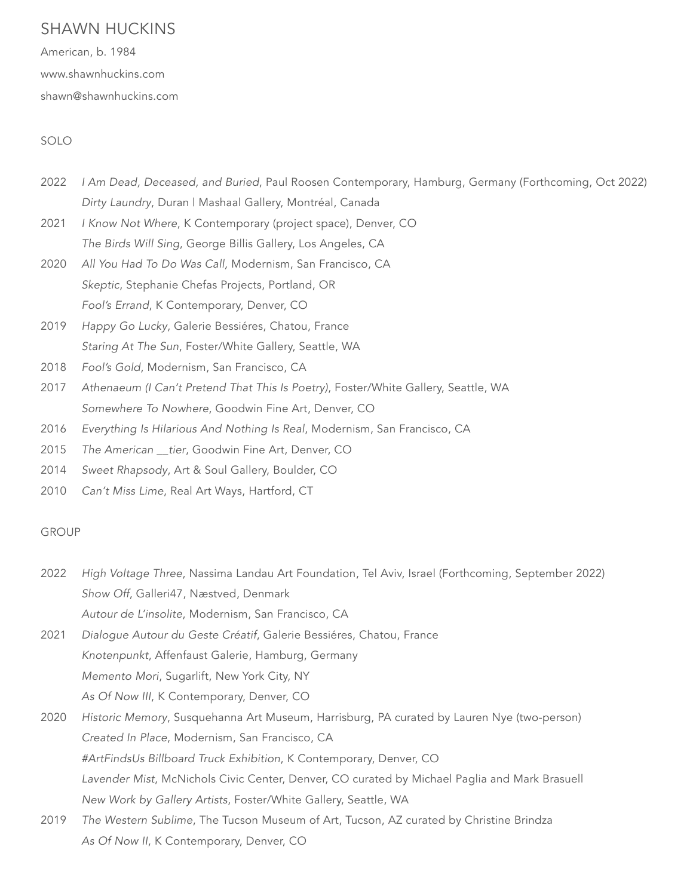# SHAWN HUCKINS

American, b. 1984

www.shawnhuckins.com

shawn@shawnhuckins.com

## SOLO

2022 *I Am Dead, Deceased, and Buried*, Paul Roosen Contemporary, Hamburg, Germany (Forthcoming, Oct 2022)
*Dirty Laundry*, Duran | Mashaal Gallery, Montréal, Canada

2021 *I Know Not Where*, K Contemporary (project space), Denver, CO
*The Birds Will Sing*, George Billis Gallery, Los Angeles, CA

2020 *All You Had To Do Was Call,* Modernism, San Francisco, CA
*Skeptic*, Stephanie Chefas Projects, Portland, OR
*Fool's Errand*, K Contemporary, Denver, CO

2019 *Happy Go Lucky*, Galerie Bessiéres, Chatou, France
*Staring At The Sun*, Foster/White Gallery, Seattle, WA

2018 *Fool's Gold*, Modernism, San Francisco, CA

2017 *Athenaeum (I Can't Pretend That This Is Poetry)*, Foster/White Gallery, Seattle, WA
*Somewhere To Nowhere*, Goodwin Fine Art, Denver, CO

2016 *Everything Is Hilarious And Nothing Is Real*, Modernism, San Francisco, CA

2015 *The American __tier*, Goodwin Fine Art, Denver, CO

2014 *Sweet Rhapsody*, Art & Soul Gallery, Boulder, CO

2010 *Can't Miss Lime*, Real Art Ways, Hartford, CT

## GROUP

2022 *High Voltage Three*, Nassima Landau Art Foundation, Tel Aviv, Israel (Forthcoming, September 2022)
*Show Off*, Galleri47, Næstved, Denmark
*Autour de L'insolite*, Modernism, San Francisco, CA

2021 *Dialogue Autour du Geste Créatif*, Galerie Bessiéres, Chatou, France
*Knotenpunkt*, Affenfaust Galerie, Hamburg, Germany
*Memento Mori*, Sugarlift, New York City, NY
*As Of Now III*, K Contemporary, Denver, CO

2020 *Historic Memory*, Susquehanna Art Museum, Harrisburg, PA curated by Lauren Nye (two-person)
*Created In Place*, Modernism, San Francisco, CA
*#ArtFindsUs Billboard Truck Exhibition*, K Contemporary, Denver, CO
*Lavender Mist*, McNichols Civic Center, Denver, CO curated by Michael Paglia and Mark Brasuell
*New Work by Gallery Artists*, Foster/White Gallery, Seattle, WA

2019 *The Western Sublime*, The Tucson Museum of Art, Tucson, AZ curated by Christine Brindza
*As Of Now II*, K Contemporary, Denver, CO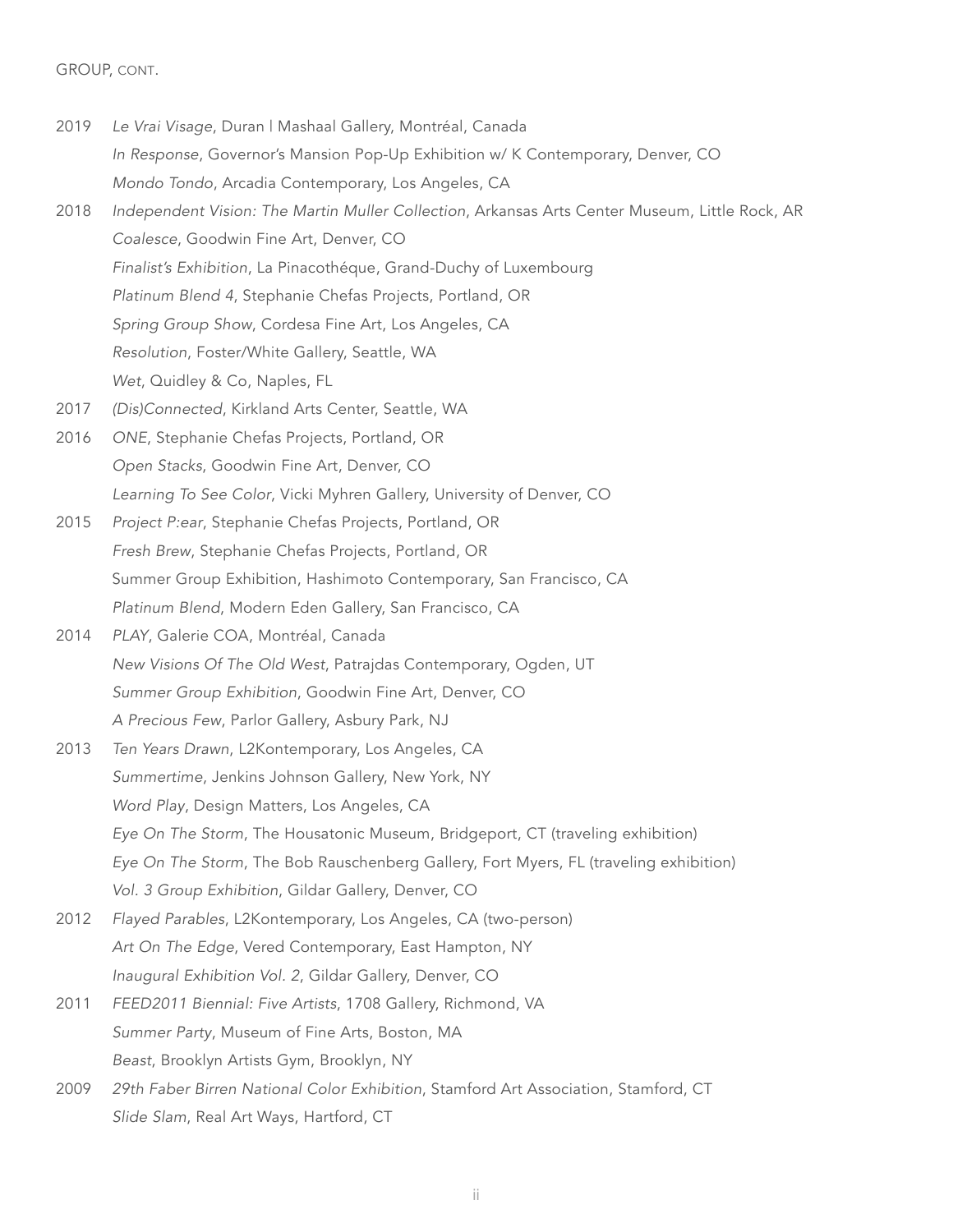GROUP, CONT.

2019 *Le Vrai Visage*, Duran | Mashaal Gallery, Montréal, Canada
*In Response*, Governor's Mansion Pop-Up Exhibition w/ K Contemporary, Denver, CO
*Mondo Tondo*, Arcadia Contemporary, Los Angeles, CA

2018 *Independent Vision: The Martin Muller Collection*, Arkansas Arts Center Museum, Little Rock, AR
*Coalesce*, Goodwin Fine Art, Denver, CO
*Finalist's Exhibition*, La Pinacothéque, Grand-Duchy of Luxembourg
*Platinum Blend 4*, Stephanie Chefas Projects, Portland, OR
*Spring Group Show*, Cordesa Fine Art, Los Angeles, CA
*Resolution*, Foster/White Gallery, Seattle, WA
*Wet*, Quidley & Co, Naples, FL

2017 *(Dis)Connected*, Kirkland Arts Center, Seattle, WA

2016 *ONE*, Stephanie Chefas Projects, Portland, OR
*Open Stacks*, Goodwin Fine Art, Denver, CO
*Learning To See Color*, Vicki Myhren Gallery, University of Denver, CO

2015 *Project P:ear*, Stephanie Chefas Projects, Portland, OR
*Fresh Brew*, Stephanie Chefas Projects, Portland, OR
Summer Group Exhibition, Hashimoto Contemporary, San Francisco, CA
*Platinum Blend*, Modern Eden Gallery, San Francisco, CA

2014 *PLAY*, Galerie COA, Montréal, Canada
*New Visions Of The Old West*, Patrajdas Contemporary, Ogden, UT
*Summer Group Exhibition*, Goodwin Fine Art, Denver, CO
*A Precious Few*, Parlor Gallery, Asbury Park, NJ

2013 *Ten Years Drawn*, L2Kontemporary, Los Angeles, CA
*Summertime*, Jenkins Johnson Gallery, New York, NY
*Word Play*, Design Matters, Los Angeles, CA
*Eye On The Storm*, The Housatonic Museum, Bridgeport, CT (traveling exhibition)
*Eye On The Storm*, The Bob Rauschenberg Gallery, Fort Myers, FL (traveling exhibition)
*Vol. 3 Group Exhibition*, Gildar Gallery, Denver, CO

2012 *Flayed Parables*, L2Kontemporary, Los Angeles, CA (two-person)
*Art On The Edge*, Vered Contemporary, East Hampton, NY
*Inaugural Exhibition Vol. 2*, Gildar Gallery, Denver, CO

2011 *FEED2011 Biennial: Five Artists*, 1708 Gallery, Richmond, VA
*Summer Party*, Museum of Fine Arts, Boston, MA
*Beast*, Brooklyn Artists Gym, Brooklyn, NY

2009 *29th Faber Birren National Color Exhibition*, Stamford Art Association, Stamford, CT
*Slide Slam*, Real Art Ways, Hartford, CT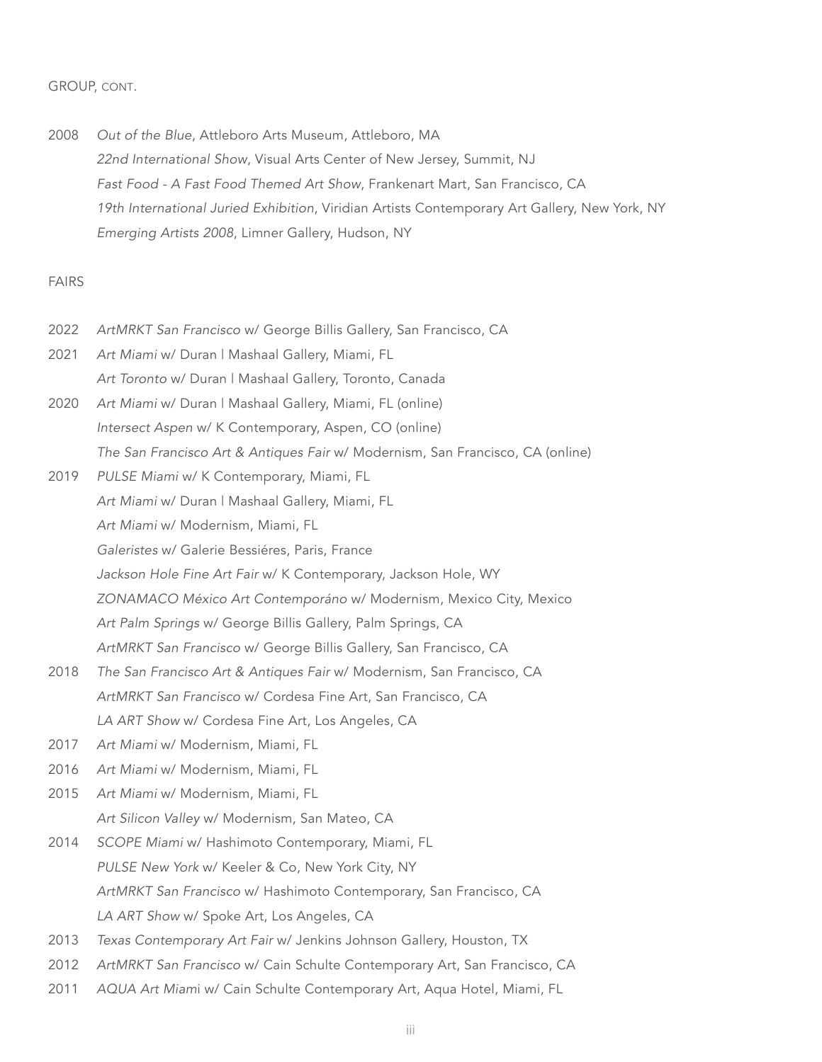GROUP, CONT.

2008 *Out of the Blue*, Attleboro Arts Museum, Attleboro, MA
*22nd International Show*, Visual Arts Center of New Jersey, Summit, NJ
*Fast Food - A Fast Food Themed Art Show*, Frankenart Mart, San Francisco, CA
*19th International Juried Exhibition*, Viridian Artists Contemporary Art Gallery, New York, NY
*Emerging Artists 2008*, Limner Gallery, Hudson, NY

FAIRS

2022 *ArtMRKT San Francisco* w/ George Billis Gallery, San Francisco, CA

2021 *Art Miami* w/ Duran | Mashaal Gallery, Miami, FL
*Art Toronto* w/ Duran | Mashaal Gallery, Toronto, Canada

2020 *Art Miami* w/ Duran | Mashaal Gallery, Miami, FL (online)
*Intersect Aspen* w/ K Contemporary, Aspen, CO (online)
*The San Francisco Art & Antiques Fair* w/ Modernism, San Francisco, CA (online)

2019 *PULSE Miami* w/ K Contemporary, Miami, FL
*Art Miami* w/ Duran | Mashaal Gallery, Miami, FL
*Art Miami* w/ Modernism, Miami, FL
*Galeristes* w/ Galerie Bessiéres, Paris, France
*Jackson Hole Fine Art Fair* w/ K Contemporary, Jackson Hole, WY
*ZONAMACO México Art Contemporáno* w/ Modernism, Mexico City, Mexico
*Art Palm Springs* w/ George Billis Gallery, Palm Springs, CA
*ArtMRKT San Francisco* w/ George Billis Gallery, San Francisco, CA

2018 *The San Francisco Art & Antiques Fair* w/ Modernism, San Francisco, CA
*ArtMRKT San Francisco* w/ Cordesa Fine Art, San Francisco, CA
*LA ART Show* w/ Cordesa Fine Art, Los Angeles, CA

2017 *Art Miami* w/ Modernism, Miami, FL

2016 *Art Miami* w/ Modernism, Miami, FL

2015 *Art Miami* w/ Modernism, Miami, FL
*Art Silicon Valley* w/ Modernism, San Mateo, CA

2014 *SCOPE Miami* w/ Hashimoto Contemporary, Miami, FL
*PULSE New York* w/ Keeler & Co, New York City, NY
*ArtMRKT San Francisco* w/ Hashimoto Contemporary, San Francisco, CA
*LA ART Show* w/ Spoke Art, Los Angeles, CA

2013 *Texas Contemporary Art Fair* w/ Jenkins Johnson Gallery, Houston, TX

2012 *ArtMRKT San Francisco* w/ Cain Schulte Contemporary Art, San Francisco, CA

2011 *AQUA Art Miami* w/ Cain Schulte Contemporary Art, Aqua Hotel, Miami, FL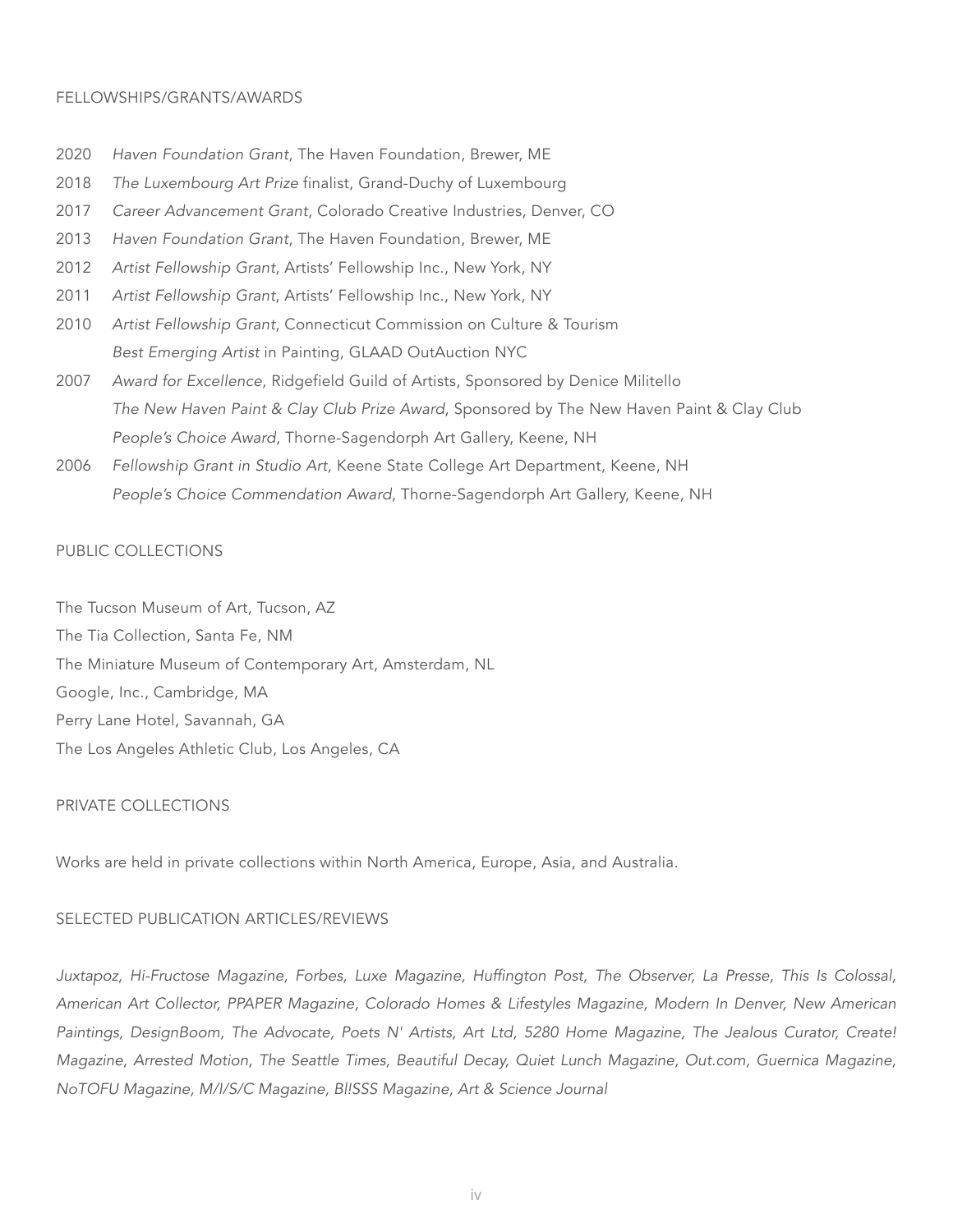## FELLOWSHIPS/GRANTS/AWARDS

2020 *Haven Foundation Grant*, The Haven Foundation, Brewer, ME

2018 *The Luxembourg Art Prize* finalist, Grand-Duchy of Luxembourg

2017 *Career Advancement Grant*, Colorado Creative Industries, Denver, CO

2013 *Haven Foundation Grant*, The Haven Foundation, Brewer, ME

2012 *Artist Fellowship Grant*, Artists' Fellowship Inc., New York, NY

2011 *Artist Fellowship Grant*, Artists' Fellowship Inc., New York, NY

2010 *Artist Fellowship Grant*, Connecticut Commission on Culture & Tourism
*Best Emerging Artist* in Painting, GLAAD OutAuction NYC

2007 *Award for Excellence*, Ridgefield Guild of Artists, Sponsored by Denice Militello
*The New Haven Paint & Clay Club Prize Award*, Sponsored by The New Haven Paint & Clay Club
*People's Choice Award*, Thorne-Sagendorph Art Gallery, Keene, NH

2006 *Fellowship Grant in Studio Art*, Keene State College Art Department, Keene, NH
*People's Choice Commendation Award*, Thorne-Sagendorph Art Gallery, Keene, NH

## PUBLIC COLLECTIONS

The Tucson Museum of Art, Tucson, AZ
The Tia Collection, Santa Fe, NM
The Miniature Museum of Contemporary Art, Amsterdam, NL
Google, Inc., Cambridge, MA
Perry Lane Hotel, Savannah, GA
The Los Angeles Athletic Club, Los Angeles, CA

## PRIVATE COLLECTIONS

Works are held in private collections within North America, Europe, Asia, and Australia.

## SELECTED PUBLICATION ARTICLES/REVIEWS

*Juxtapoz, Hi-Fructose Magazine, Forbes, Luxe Magazine, Huffington Post, The Observer, La Presse, This Is Colossal, American Art Collector, PPAPER Magazine, Colorado Homes & Lifestyles Magazine, Modern In Denver, New American Paintings, DesignBoom, The Advocate, Poets N' Artists, Art Ltd, 5280 Home Magazine, The Jealous Curator, Create! Magazine, Arrested Motion, The Seattle Times, Beautiful Decay, Quiet Lunch Magazine, Out.com, Guernica Magazine, NoTOFU Magazine, M/I/S/C Magazine, Bl!SSS Magazine, Art & Science Journal*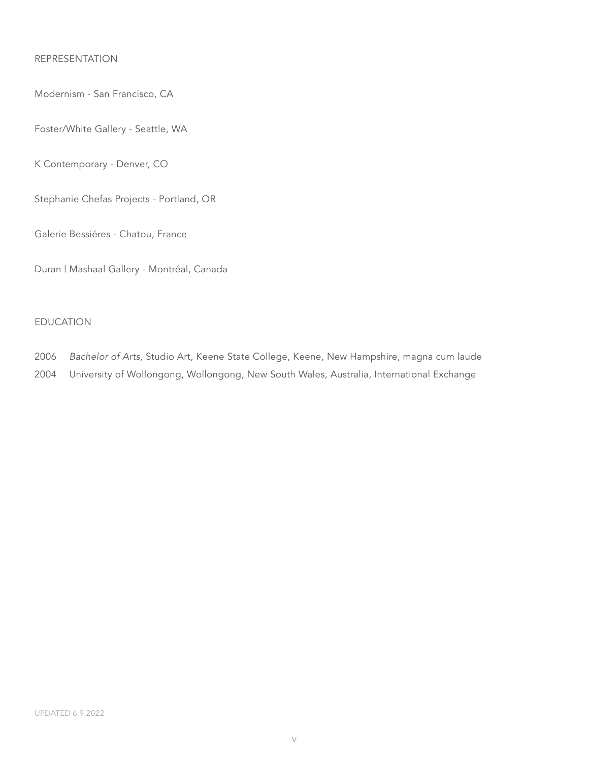## REPRESENTATION

Modernism - San Francisco, CA

Foster/White Gallery - Seattle, WA

K Contemporary - Denver, CO

Stephanie Chefas Projects - Portland, OR

Galerie Bessiéres - Chatou, France

Duran | Mashaal Gallery - Montréal, Canada

## EDUCATION

2006 *Bachelor of Arts*, Studio Art, Keene State College, Keene, New Hampshire, magna cum laude

2004 University of Wollongong, Wollongong, New South Wales, Australia, International Exchange

UPDATED 6.9.2022